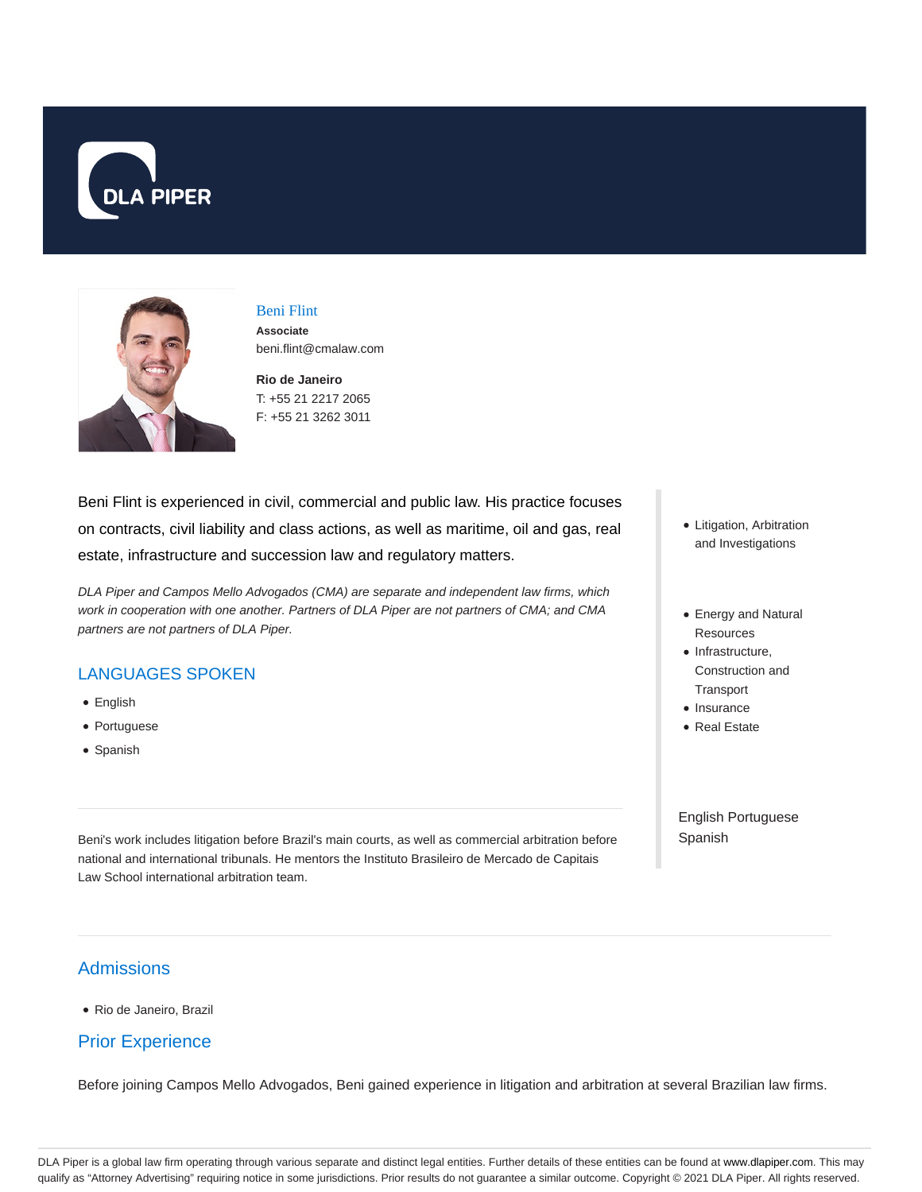DLA PIPER

# Beni Flint

**Associate**
beni.flint@cmalaw.com

**Rio de Janeiro**
T: +55 21 2217 2065
F: +55 21 3262 3011

Beni Flint is experienced in civil, commercial and public law. His practice focuses on contracts, civil liability and class actions, as well as maritime, oil and gas, real estate, infrastructure and succession law and regulatory matters.

*DLA Piper and Campos Mello Advogados (CMA) are separate and independent law firms, which work in cooperation with one another. Partners of DLA Piper are not partners of CMA; and CMA partners are not partners of DLA Piper.*

## LANGUAGES SPOKEN

- English
- Portuguese
- Spanish

Beni's work includes litigation before Brazil's main courts, as well as commercial arbitration before national and international tribunals. He mentors the Instituto Brasileiro de Mercado de Capitais Law School international arbitration team.

- Litigation, Arbitration and Investigations

- Energy and Natural Resources
- Infrastructure, Construction and Transport
- Insurance
- Real Estate

English Portuguese Spanish

## Admissions

- Rio de Janeiro, Brazil

## Prior Experience

Before joining Campos Mello Advogados, Beni gained experience in litigation and arbitration at several Brazilian law firms.

DLA Piper is a global law firm operating through various separate and distinct legal entities. Further details of these entities can be found at www.dlapiper.com. This may qualify as "Attorney Advertising" requiring notice in some jurisdictions. Prior results do not guarantee a similar outcome. Copyright © 2021 DLA Piper. All rights reserved.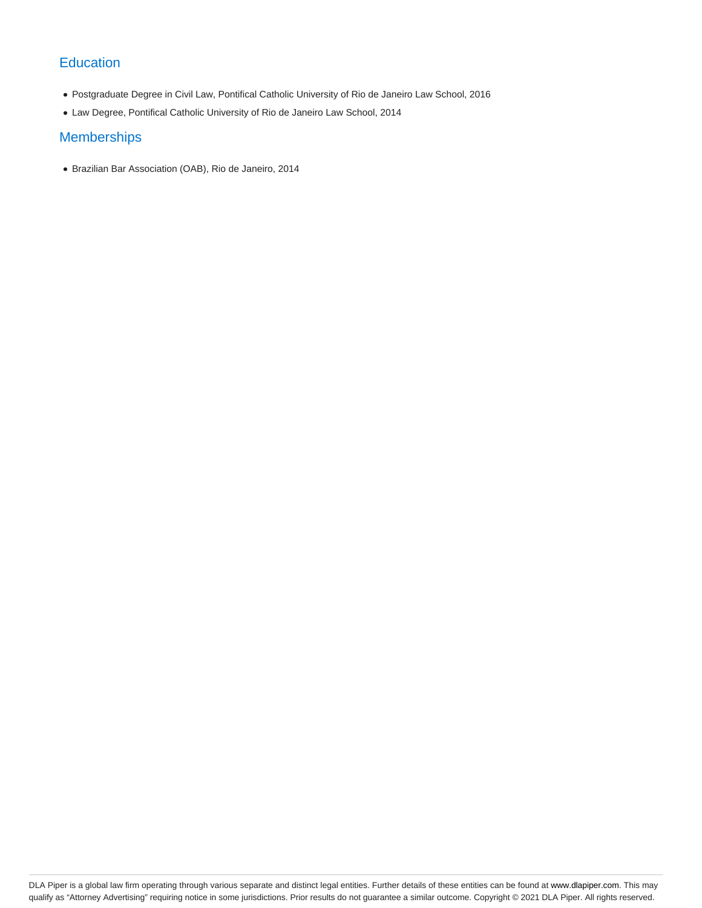## Education

- Postgraduate Degree in Civil Law, Pontifical Catholic University of Rio de Janeiro Law School, 2016
- Law Degree, Pontifical Catholic University of Rio de Janeiro Law School, 2014

## Memberships

- Brazilian Bar Association (OAB), Rio de Janeiro, 2014

DLA Piper is a global law firm operating through various separate and distinct legal entities. Further details of these entities can be found at www.dlapiper.com. This may qualify as "Attorney Advertising" requiring notice in some jurisdictions. Prior results do not guarantee a similar outcome. Copyright © 2021 DLA Piper. All rights reserved.